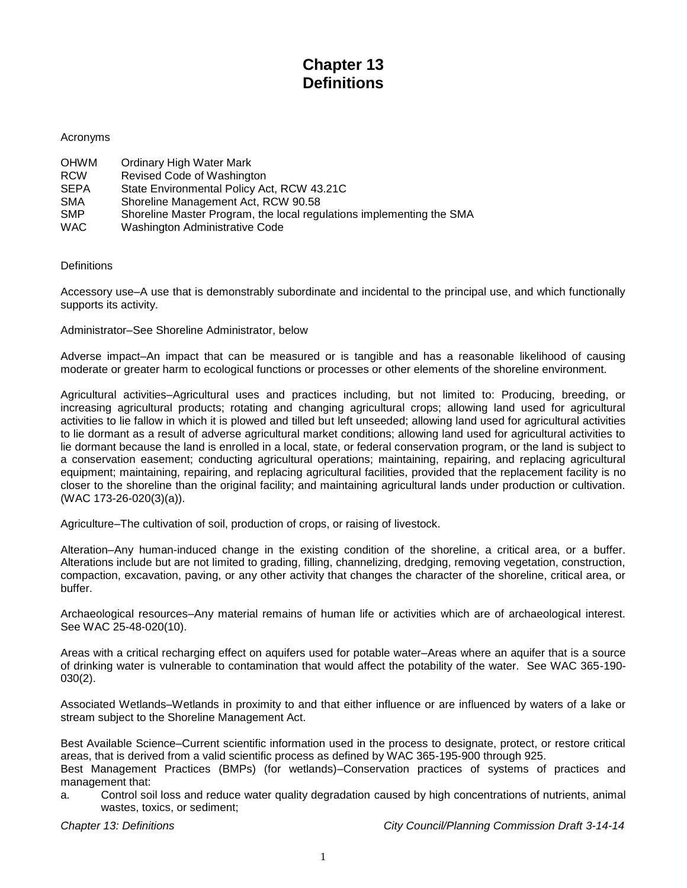# Chapter 13
# Definitions

Acronyms

| | |
|---|---|
| OHWM | Ordinary High Water Mark |
| RCW | Revised Code of Washington |
| SEPA | State Environmental Policy Act, RCW 43.21C |
| SMA | Shoreline Management Act, RCW 90.58 |
| SMP | Shoreline Master Program, the local regulations implementing the SMA |
| WAC | Washington Administrative Code |

Definitions

Accessory use–A use that is demonstrably subordinate and incidental to the principal use, and which functionally supports its activity.

Administrator–See Shoreline Administrator, below

Adverse impact–An impact that can be measured or is tangible and has a reasonable likelihood of causing moderate or greater harm to ecological functions or processes or other elements of the shoreline environment.

Agricultural activities–Agricultural uses and practices including, but not limited to: Producing, breeding, or increasing agricultural products; rotating and changing agricultural crops; allowing land used for agricultural activities to lie fallow in which it is plowed and tilled but left unseeded; allowing land used for agricultural activities to lie dormant as a result of adverse agricultural market conditions; allowing land used for agricultural activities to lie dormant because the land is enrolled in a local, state, or federal conservation program, or the land is subject to a conservation easement; conducting agricultural operations; maintaining, repairing, and replacing agricultural equipment; maintaining, repairing, and replacing agricultural facilities, provided that the replacement facility is no closer to the shoreline than the original facility; and maintaining agricultural lands under production or cultivation. (WAC 173-26-020(3)(a)).

Agriculture–The cultivation of soil, production of crops, or raising of livestock.

Alteration–Any human-induced change in the existing condition of the shoreline, a critical area, or a buffer. Alterations include but are not limited to grading, filling, channelizing, dredging, removing vegetation, construction, compaction, excavation, paving, or any other activity that changes the character of the shoreline, critical area, or buffer.

Archaeological resources–Any material remains of human life or activities which are of archaeological interest. See WAC 25-48-020(10).

Areas with a critical recharging effect on aquifers used for potable water–Areas where an aquifer that is a source of drinking water is vulnerable to contamination that would affect the potability of the water. See WAC 365-190-030(2).

Associated Wetlands–Wetlands in proximity to and that either influence or are influenced by waters of a lake or stream subject to the Shoreline Management Act.

Best Available Science–Current scientific information used in the process to designate, protect, or restore critical areas, that is derived from a valid scientific process as defined by WAC 365-195-900 through 925.

Best Management Practices (BMPs) (for wetlands)–Conservation practices of systems of practices and management that:

a. Control soil loss and reduce water quality degradation caused by high concentrations of nutrients, animal wastes, toxics, or sediment;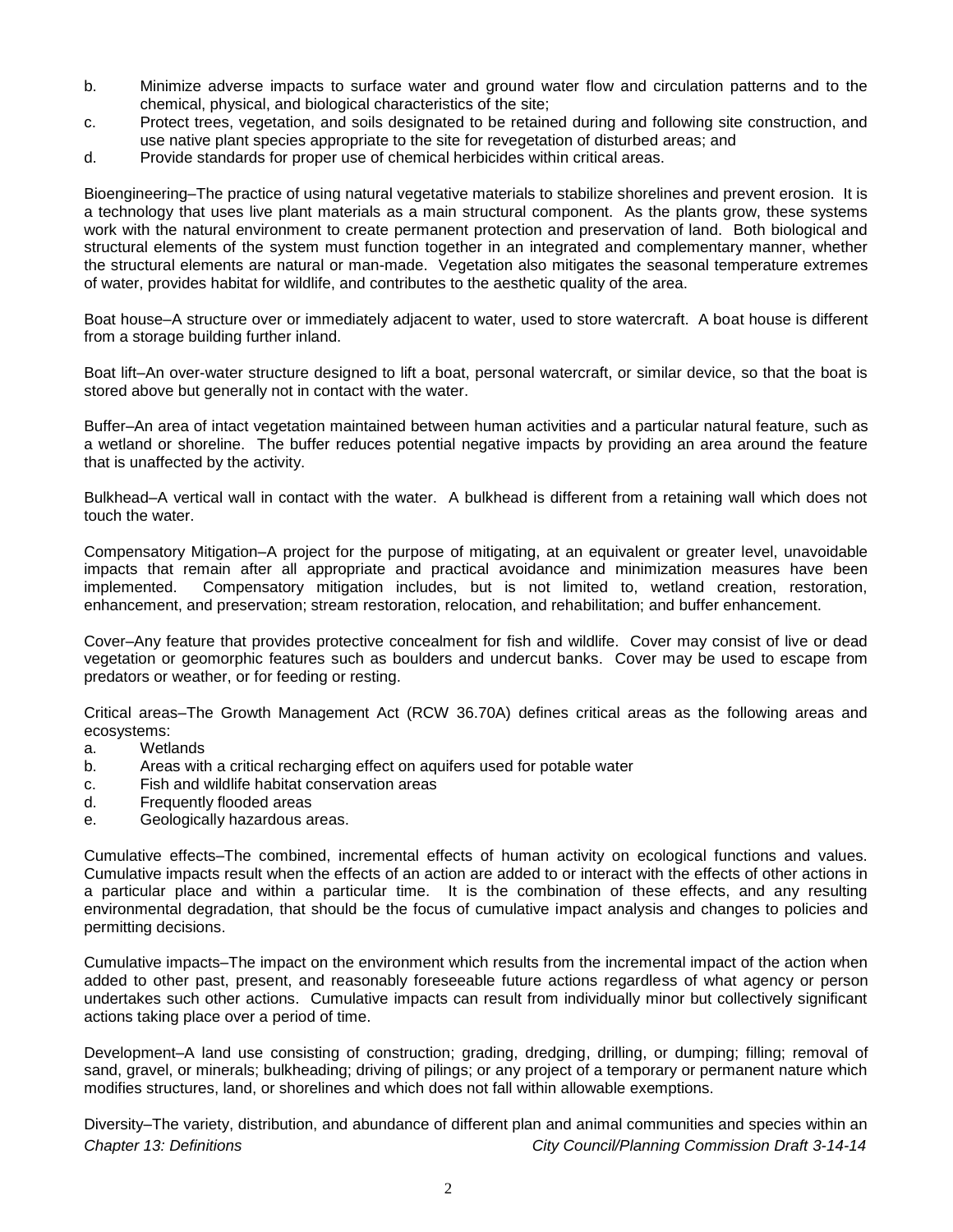b. Minimize adverse impacts to surface water and ground water flow and circulation patterns and to the chemical, physical, and biological characteristics of the site;
c. Protect trees, vegetation, and soils designated to be retained during and following site construction, and use native plant species appropriate to the site for revegetation of disturbed areas; and
d. Provide standards for proper use of chemical herbicides within critical areas.

Bioengineering–The practice of using natural vegetative materials to stabilize shorelines and prevent erosion. It is a technology that uses live plant materials as a main structural component. As the plants grow, these systems work with the natural environment to create permanent protection and preservation of land. Both biological and structural elements of the system must function together in an integrated and complementary manner, whether the structural elements are natural or man-made. Vegetation also mitigates the seasonal temperature extremes of water, provides habitat for wildlife, and contributes to the aesthetic quality of the area.

Boat house–A structure over or immediately adjacent to water, used to store watercraft. A boat house is different from a storage building further inland.

Boat lift–An over-water structure designed to lift a boat, personal watercraft, or similar device, so that the boat is stored above but generally not in contact with the water.

Buffer–An area of intact vegetation maintained between human activities and a particular natural feature, such as a wetland or shoreline. The buffer reduces potential negative impacts by providing an area around the feature that is unaffected by the activity.

Bulkhead–A vertical wall in contact with the water. A bulkhead is different from a retaining wall which does not touch the water.

Compensatory Mitigation–A project for the purpose of mitigating, at an equivalent or greater level, unavoidable impacts that remain after all appropriate and practical avoidance and minimization measures have been implemented. Compensatory mitigation includes, but is not limited to, wetland creation, restoration, enhancement, and preservation; stream restoration, relocation, and rehabilitation; and buffer enhancement.

Cover–Any feature that provides protective concealment for fish and wildlife. Cover may consist of live or dead vegetation or geomorphic features such as boulders and undercut banks. Cover may be used to escape from predators or weather, or for feeding or resting.

Critical areas–The Growth Management Act (RCW 36.70A) defines critical areas as the following areas and ecosystems:
a. Wetlands
b. Areas with a critical recharging effect on aquifers used for potable water
c. Fish and wildlife habitat conservation areas
d. Frequently flooded areas
e. Geologically hazardous areas.

Cumulative effects–The combined, incremental effects of human activity on ecological functions and values. Cumulative impacts result when the effects of an action are added to or interact with the effects of other actions in a particular place and within a particular time. It is the combination of these effects, and any resulting environmental degradation, that should be the focus of cumulative impact analysis and changes to policies and permitting decisions.

Cumulative impacts–The impact on the environment which results from the incremental impact of the action when added to other past, present, and reasonably foreseeable future actions regardless of what agency or person undertakes such other actions. Cumulative impacts can result from individually minor but collectively significant actions taking place over a period of time.

Development–A land use consisting of construction; grading, dredging, drilling, or dumping; filling; removal of sand, gravel, or minerals; bulkheading; driving of pilings; or any project of a temporary or permanent nature which modifies structures, land, or shorelines and which does not fall within allowable exemptions.

Diversity–The variety, distribution, and abundance of different plan and animal communities and species within an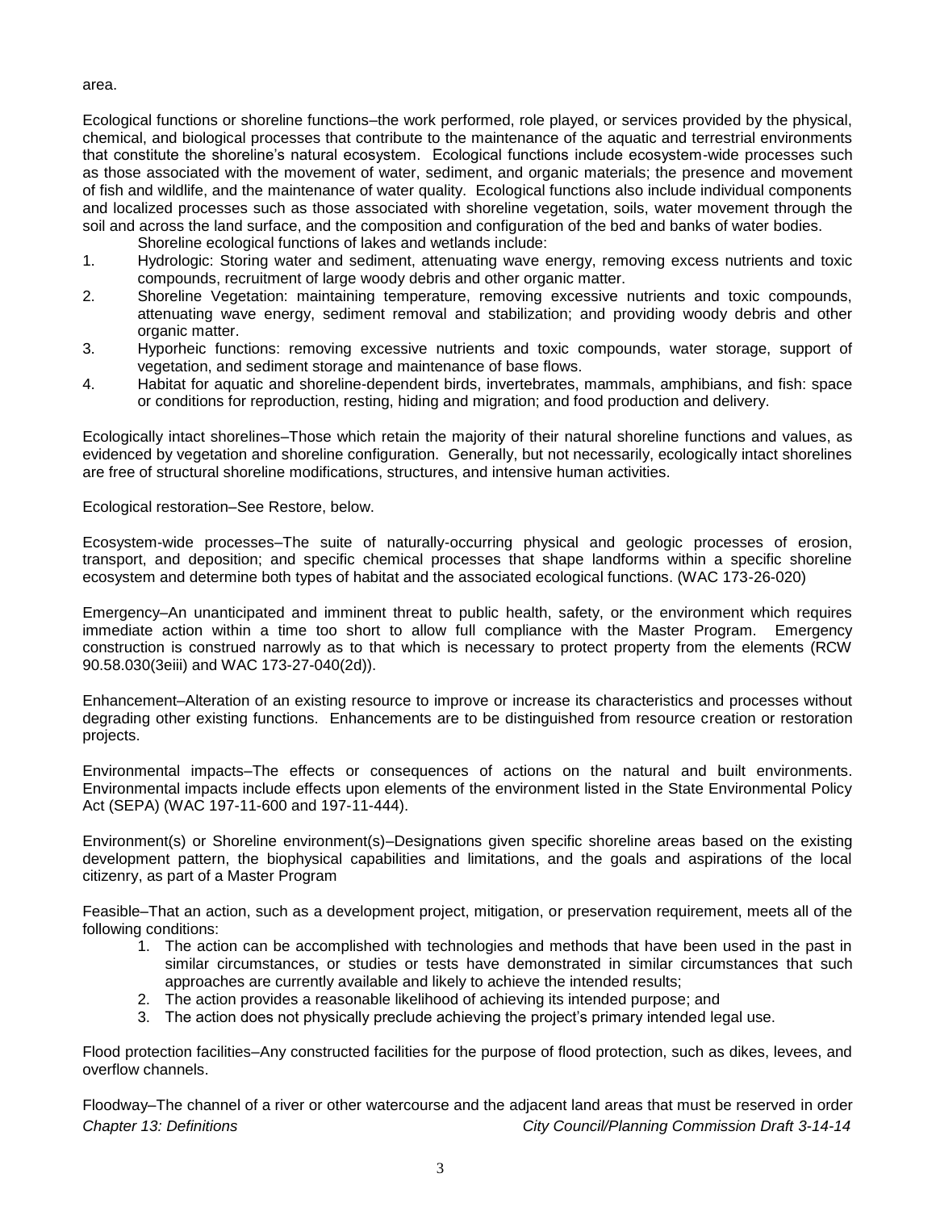area.

Ecological functions or shoreline functions–the work performed, role played, or services provided by the physical, chemical, and biological processes that contribute to the maintenance of the aquatic and terrestrial environments that constitute the shoreline's natural ecosystem. Ecological functions include ecosystem-wide processes such as those associated with the movement of water, sediment, and organic materials; the presence and movement of fish and wildlife, and the maintenance of water quality. Ecological functions also include individual components and localized processes such as those associated with shoreline vegetation, soils, water movement through the soil and across the land surface, and the composition and configuration of the bed and banks of water bodies.

Shoreline ecological functions of lakes and wetlands include:

1. Hydrologic: Storing water and sediment, attenuating wave energy, removing excess nutrients and toxic compounds, recruitment of large woody debris and other organic matter.
2. Shoreline Vegetation: maintaining temperature, removing excessive nutrients and toxic compounds, attenuating wave energy, sediment removal and stabilization; and providing woody debris and other organic matter.
3. Hyporheic functions: removing excessive nutrients and toxic compounds, water storage, support of vegetation, and sediment storage and maintenance of base flows.
4. Habitat for aquatic and shoreline-dependent birds, invertebrates, mammals, amphibians, and fish: space or conditions for reproduction, resting, hiding and migration; and food production and delivery.

Ecologically intact shorelines–Those which retain the majority of their natural shoreline functions and values, as evidenced by vegetation and shoreline configuration. Generally, but not necessarily, ecologically intact shorelines are free of structural shoreline modifications, structures, and intensive human activities.

Ecological restoration–See Restore, below.

Ecosystem-wide processes–The suite of naturally-occurring physical and geologic processes of erosion, transport, and deposition; and specific chemical processes that shape landforms within a specific shoreline ecosystem and determine both types of habitat and the associated ecological functions. (WAC 173-26-020)

Emergency–An unanticipated and imminent threat to public health, safety, or the environment which requires immediate action within a time too short to allow full compliance with the Master Program. Emergency construction is construed narrowly as to that which is necessary to protect property from the elements (RCW 90.58.030(3eiii) and WAC 173-27-040(2d)).

Enhancement–Alteration of an existing resource to improve or increase its characteristics and processes without degrading other existing functions. Enhancements are to be distinguished from resource creation or restoration projects.

Environmental impacts–The effects or consequences of actions on the natural and built environments. Environmental impacts include effects upon elements of the environment listed in the State Environmental Policy Act (SEPA) (WAC 197-11-600 and 197-11-444).

Environment(s) or Shoreline environment(s)–Designations given specific shoreline areas based on the existing development pattern, the biophysical capabilities and limitations, and the goals and aspirations of the local citizenry, as part of a Master Program

Feasible–That an action, such as a development project, mitigation, or preservation requirement, meets all of the following conditions:

1. The action can be accomplished with technologies and methods that have been used in the past in similar circumstances, or studies or tests have demonstrated in similar circumstances that such approaches are currently available and likely to achieve the intended results;
2. The action provides a reasonable likelihood of achieving its intended purpose; and
3. The action does not physically preclude achieving the project's primary intended legal use.

Flood protection facilities–Any constructed facilities for the purpose of flood protection, such as dikes, levees, and overflow channels.

Floodway–The channel of a river or other watercourse and the adjacent land areas that must be reserved in order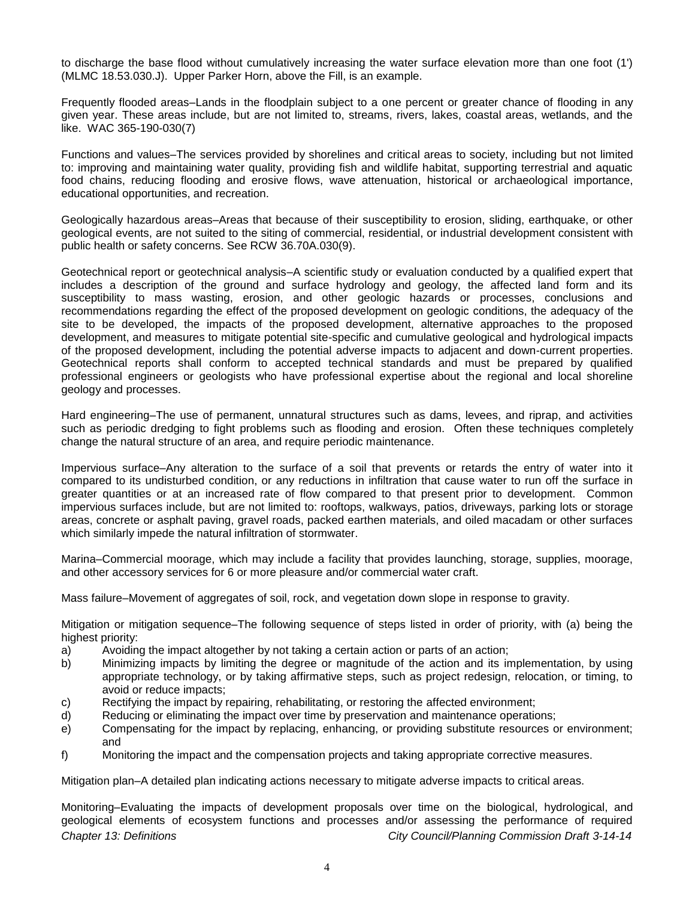to discharge the base flood without cumulatively increasing the water surface elevation more than one foot (1') (MLMC 18.53.030.J). Upper Parker Horn, above the Fill, is an example.

Frequently flooded areas–Lands in the floodplain subject to a one percent or greater chance of flooding in any given year. These areas include, but are not limited to, streams, rivers, lakes, coastal areas, wetlands, and the like. WAC 365-190-030(7)

Functions and values–The services provided by shorelines and critical areas to society, including but not limited to: improving and maintaining water quality, providing fish and wildlife habitat, supporting terrestrial and aquatic food chains, reducing flooding and erosive flows, wave attenuation, historical or archaeological importance, educational opportunities, and recreation.

Geologically hazardous areas–Areas that because of their susceptibility to erosion, sliding, earthquake, or other geological events, are not suited to the siting of commercial, residential, or industrial development consistent with public health or safety concerns. See RCW 36.70A.030(9).

Geotechnical report or geotechnical analysis–A scientific study or evaluation conducted by a qualified expert that includes a description of the ground and surface hydrology and geology, the affected land form and its susceptibility to mass wasting, erosion, and other geologic hazards or processes, conclusions and recommendations regarding the effect of the proposed development on geologic conditions, the adequacy of the site to be developed, the impacts of the proposed development, alternative approaches to the proposed development, and measures to mitigate potential site-specific and cumulative geological and hydrological impacts of the proposed development, including the potential adverse impacts to adjacent and down-current properties. Geotechnical reports shall conform to accepted technical standards and must be prepared by qualified professional engineers or geologists who have professional expertise about the regional and local shoreline geology and processes.

Hard engineering–The use of permanent, unnatural structures such as dams, levees, and riprap, and activities such as periodic dredging to fight problems such as flooding and erosion. Often these techniques completely change the natural structure of an area, and require periodic maintenance.

Impervious surface–Any alteration to the surface of a soil that prevents or retards the entry of water into it compared to its undisturbed condition, or any reductions in infiltration that cause water to run off the surface in greater quantities or at an increased rate of flow compared to that present prior to development. Common impervious surfaces include, but are not limited to: rooftops, walkways, patios, driveways, parking lots or storage areas, concrete or asphalt paving, gravel roads, packed earthen materials, and oiled macadam or other surfaces which similarly impede the natural infiltration of stormwater.

Marina–Commercial moorage, which may include a facility that provides launching, storage, supplies, moorage, and other accessory services for 6 or more pleasure and/or commercial water craft.

Mass failure–Movement of aggregates of soil, rock, and vegetation down slope in response to gravity.

Mitigation or mitigation sequence–The following sequence of steps listed in order of priority, with (a) being the highest priority:

a) Avoiding the impact altogether by not taking a certain action or parts of an action;
b) Minimizing impacts by limiting the degree or magnitude of the action and its implementation, by using appropriate technology, or by taking affirmative steps, such as project redesign, relocation, or timing, to avoid or reduce impacts;
c) Rectifying the impact by repairing, rehabilitating, or restoring the affected environment;
d) Reducing or eliminating the impact over time by preservation and maintenance operations;
e) Compensating for the impact by replacing, enhancing, or providing substitute resources or environment; and
f) Monitoring the impact and the compensation projects and taking appropriate corrective measures.

Mitigation plan–A detailed plan indicating actions necessary to mitigate adverse impacts to critical areas.

Monitoring–Evaluating the impacts of development proposals over time on the biological, hydrological, and geological elements of ecosystem functions and processes and/or assessing the performance of required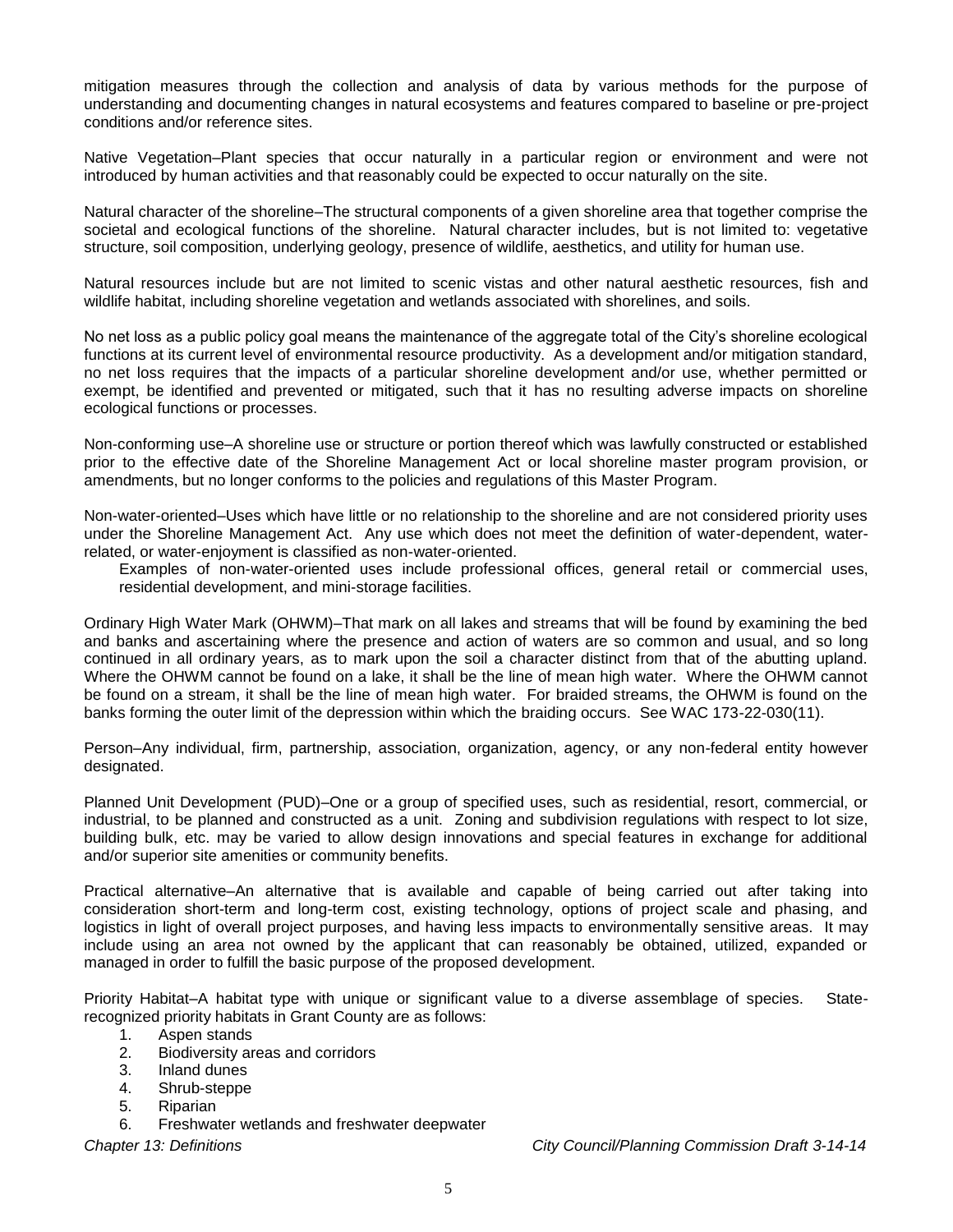mitigation measures through the collection and analysis of data by various methods for the purpose of understanding and documenting changes in natural ecosystems and features compared to baseline or pre-project conditions and/or reference sites.

Native Vegetation–Plant species that occur naturally in a particular region or environment and were not introduced by human activities and that reasonably could be expected to occur naturally on the site.

Natural character of the shoreline–The structural components of a given shoreline area that together comprise the societal and ecological functions of the shoreline. Natural character includes, but is not limited to: vegetative structure, soil composition, underlying geology, presence of wildlife, aesthetics, and utility for human use.

Natural resources include but are not limited to scenic vistas and other natural aesthetic resources, fish and wildlife habitat, including shoreline vegetation and wetlands associated with shorelines, and soils.

No net loss as a public policy goal means the maintenance of the aggregate total of the City's shoreline ecological functions at its current level of environmental resource productivity. As a development and/or mitigation standard, no net loss requires that the impacts of a particular shoreline development and/or use, whether permitted or exempt, be identified and prevented or mitigated, such that it has no resulting adverse impacts on shoreline ecological functions or processes.

Non-conforming use–A shoreline use or structure or portion thereof which was lawfully constructed or established prior to the effective date of the Shoreline Management Act or local shoreline master program provision, or amendments, but no longer conforms to the policies and regulations of this Master Program.

Non-water-oriented–Uses which have little or no relationship to the shoreline and are not considered priority uses under the Shoreline Management Act. Any use which does not meet the definition of water-dependent, water-related, or water-enjoyment is classified as non-water-oriented.

Examples of non-water-oriented uses include professional offices, general retail or commercial uses, residential development, and mini-storage facilities.

Ordinary High Water Mark (OHWM)–That mark on all lakes and streams that will be found by examining the bed and banks and ascertaining where the presence and action of waters are so common and usual, and so long continued in all ordinary years, as to mark upon the soil a character distinct from that of the abutting upland. Where the OHWM cannot be found on a lake, it shall be the line of mean high water. Where the OHWM cannot be found on a stream, it shall be the line of mean high water. For braided streams, the OHWM is found on the banks forming the outer limit of the depression within which the braiding occurs. See WAC 173-22-030(11).

Person–Any individual, firm, partnership, association, organization, agency, or any non-federal entity however designated.

Planned Unit Development (PUD)–One or a group of specified uses, such as residential, resort, commercial, or industrial, to be planned and constructed as a unit. Zoning and subdivision regulations with respect to lot size, building bulk, etc. may be varied to allow design innovations and special features in exchange for additional and/or superior site amenities or community benefits.

Practical alternative–An alternative that is available and capable of being carried out after taking into consideration short-term and long-term cost, existing technology, options of project scale and phasing, and logistics in light of overall project purposes, and having less impacts to environmentally sensitive areas. It may include using an area not owned by the applicant that can reasonably be obtained, utilized, expanded or managed in order to fulfill the basic purpose of the proposed development.

Priority Habitat–A habitat type with unique or significant value to a diverse assemblage of species. State-recognized priority habitats in Grant County are as follows:

1. Aspen stands
2. Biodiversity areas and corridors
3. Inland dunes
4. Shrub-steppe
5. Riparian
6. Freshwater wetlands and freshwater deepwater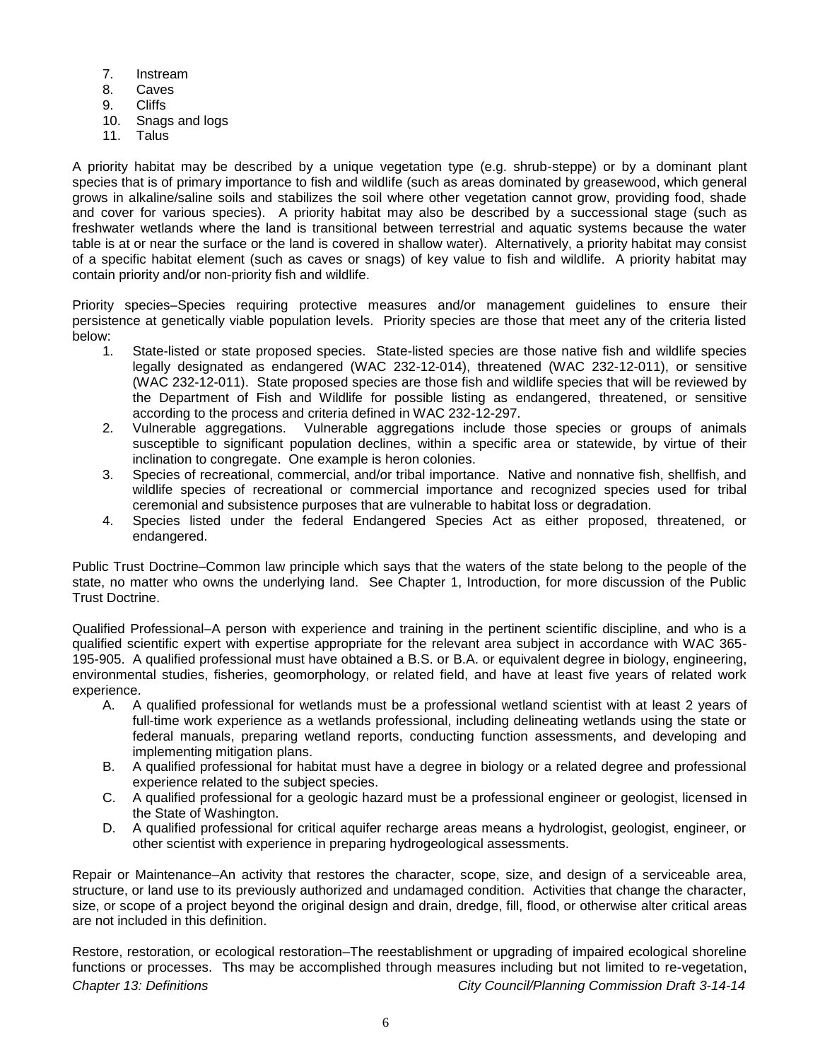7. Instream
8. Caves
9. Cliffs
10. Snags and logs
11. Talus

A priority habitat may be described by a unique vegetation type (e.g. shrub-steppe) or by a dominant plant species that is of primary importance to fish and wildlife (such as areas dominated by greasewood, which general grows in alkaline/saline soils and stabilizes the soil where other vegetation cannot grow, providing food, shade and cover for various species). A priority habitat may also be described by a successional stage (such as freshwater wetlands where the land is transitional between terrestrial and aquatic systems because the water table is at or near the surface or the land is covered in shallow water). Alternatively, a priority habitat may consist of a specific habitat element (such as caves or snags) of key value to fish and wildlife. A priority habitat may contain priority and/or non-priority fish and wildlife.

Priority species–Species requiring protective measures and/or management guidelines to ensure their persistence at genetically viable population levels. Priority species are those that meet any of the criteria listed below:

1. State-listed or state proposed species. State-listed species are those native fish and wildlife species legally designated as endangered (WAC 232-12-014), threatened (WAC 232-12-011), or sensitive (WAC 232-12-011). State proposed species are those fish and wildlife species that will be reviewed by the Department of Fish and Wildlife for possible listing as endangered, threatened, or sensitive according to the process and criteria defined in WAC 232-12-297.
2. Vulnerable aggregations. Vulnerable aggregations include those species or groups of animals susceptible to significant population declines, within a specific area or statewide, by virtue of their inclination to congregate. One example is heron colonies.
3. Species of recreational, commercial, and/or tribal importance. Native and nonnative fish, shellfish, and wildlife species of recreational or commercial importance and recognized species used for tribal ceremonial and subsistence purposes that are vulnerable to habitat loss or degradation.
4. Species listed under the federal Endangered Species Act as either proposed, threatened, or endangered.

Public Trust Doctrine–Common law principle which says that the waters of the state belong to the people of the state, no matter who owns the underlying land. See Chapter 1, Introduction, for more discussion of the Public Trust Doctrine.

Qualified Professional–A person with experience and training in the pertinent scientific discipline, and who is a qualified scientific expert with expertise appropriate for the relevant area subject in accordance with WAC 365-195-905. A qualified professional must have obtained a B.S. or B.A. or equivalent degree in biology, engineering, environmental studies, fisheries, geomorphology, or related field, and have at least five years of related work experience.

A. A qualified professional for wetlands must be a professional wetland scientist with at least 2 years of full-time work experience as a wetlands professional, including delineating wetlands using the state or federal manuals, preparing wetland reports, conducting function assessments, and developing and implementing mitigation plans.
B. A qualified professional for habitat must have a degree in biology or a related degree and professional experience related to the subject species.
C. A qualified professional for a geologic hazard must be a professional engineer or geologist, licensed in the State of Washington.
D. A qualified professional for critical aquifer recharge areas means a hydrologist, geologist, engineer, or other scientist with experience in preparing hydrogeological assessments.

Repair or Maintenance–An activity that restores the character, scope, size, and design of a serviceable area, structure, or land use to its previously authorized and undamaged condition. Activities that change the character, size, or scope of a project beyond the original design and drain, dredge, fill, flood, or otherwise alter critical areas are not included in this definition.

Restore, restoration, or ecological restoration–The reestablishment or upgrading of impaired ecological shoreline functions or processes. Ths may be accomplished through measures including but not limited to re-vegetation,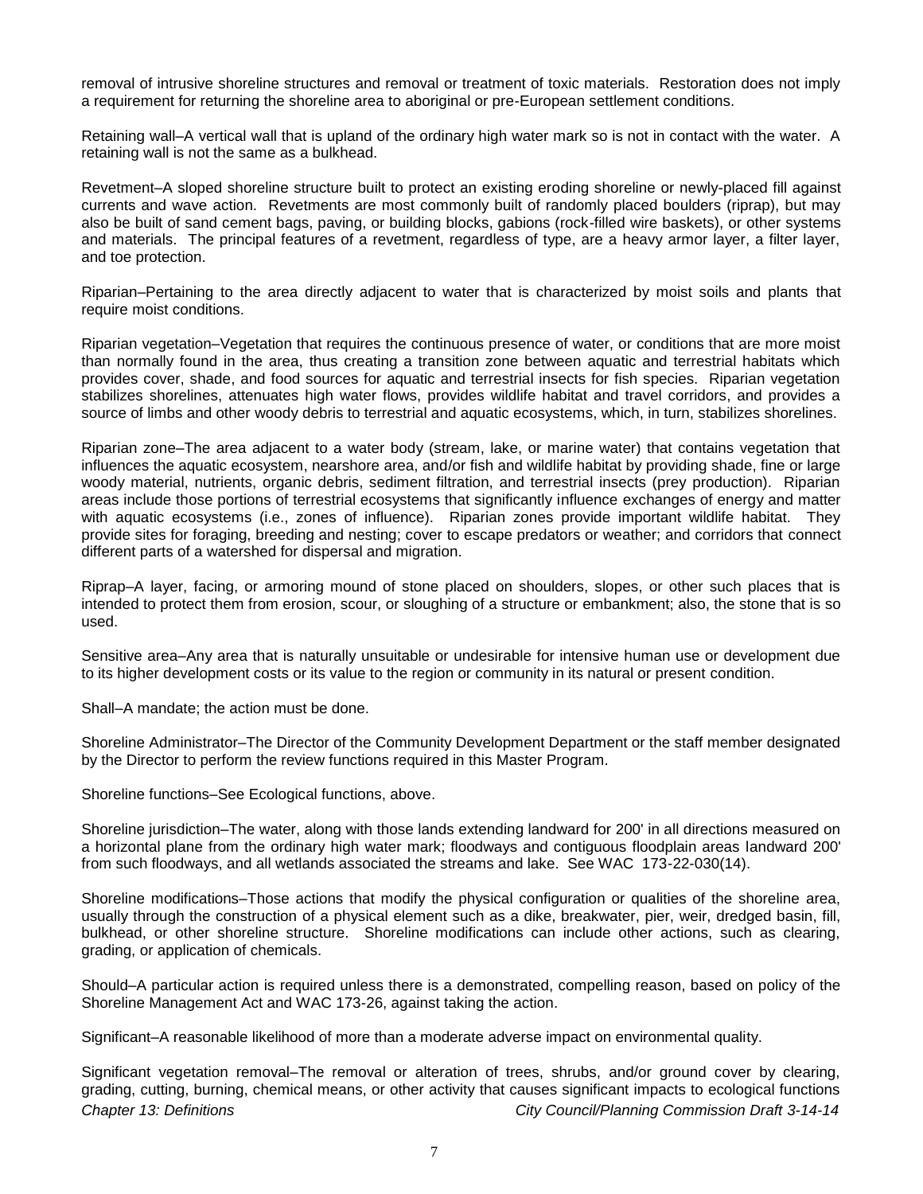removal of intrusive shoreline structures and removal or treatment of toxic materials. Restoration does not imply a requirement for returning the shoreline area to aboriginal or pre-European settlement conditions.

Retaining wall–A vertical wall that is upland of the ordinary high water mark so is not in contact with the water. A retaining wall is not the same as a bulkhead.

Revetment–A sloped shoreline structure built to protect an existing eroding shoreline or newly-placed fill against currents and wave action. Revetments are most commonly built of randomly placed boulders (riprap), but may also be built of sand cement bags, paving, or building blocks, gabions (rock-filled wire baskets), or other systems and materials. The principal features of a revetment, regardless of type, are a heavy armor layer, a filter layer, and toe protection.

Riparian–Pertaining to the area directly adjacent to water that is characterized by moist soils and plants that require moist conditions.

Riparian vegetation–Vegetation that requires the continuous presence of water, or conditions that are more moist than normally found in the area, thus creating a transition zone between aquatic and terrestrial habitats which provides cover, shade, and food sources for aquatic and terrestrial insects for fish species. Riparian vegetation stabilizes shorelines, attenuates high water flows, provides wildlife habitat and travel corridors, and provides a source of limbs and other woody debris to terrestrial and aquatic ecosystems, which, in turn, stabilizes shorelines.

Riparian zone–The area adjacent to a water body (stream, lake, or marine water) that contains vegetation that influences the aquatic ecosystem, nearshore area, and/or fish and wildlife habitat by providing shade, fine or large woody material, nutrients, organic debris, sediment filtration, and terrestrial insects (prey production). Riparian areas include those portions of terrestrial ecosystems that significantly influence exchanges of energy and matter with aquatic ecosystems (i.e., zones of influence). Riparian zones provide important wildlife habitat. They provide sites for foraging, breeding and nesting; cover to escape predators or weather; and corridors that connect different parts of a watershed for dispersal and migration.

Riprap–A layer, facing, or armoring mound of stone placed on shoulders, slopes, or other such places that is intended to protect them from erosion, scour, or sloughing of a structure or embankment; also, the stone that is so used.

Sensitive area–Any area that is naturally unsuitable or undesirable for intensive human use or development due to its higher development costs or its value to the region or community in its natural or present condition.

Shall–A mandate; the action must be done.

Shoreline Administrator–The Director of the Community Development Department or the staff member designated by the Director to perform the review functions required in this Master Program.

Shoreline functions–See Ecological functions, above.

Shoreline jurisdiction–The water, along with those lands extending landward for 200' in all directions measured on a horizontal plane from the ordinary high water mark; floodways and contiguous floodplain areas landward 200' from such floodways, and all wetlands associated the streams and lake. See WAC 173-22-030(14).

Shoreline modifications–Those actions that modify the physical configuration or qualities of the shoreline area, usually through the construction of a physical element such as a dike, breakwater, pier, weir, dredged basin, fill, bulkhead, or other shoreline structure. Shoreline modifications can include other actions, such as clearing, grading, or application of chemicals.

Should–A particular action is required unless there is a demonstrated, compelling reason, based on policy of the Shoreline Management Act and WAC 173-26, against taking the action.

Significant–A reasonable likelihood of more than a moderate adverse impact on environmental quality.

Significant vegetation removal–The removal or alteration of trees, shrubs, and/or ground cover by clearing, grading, cutting, burning, chemical means, or other activity that causes significant impacts to ecological functions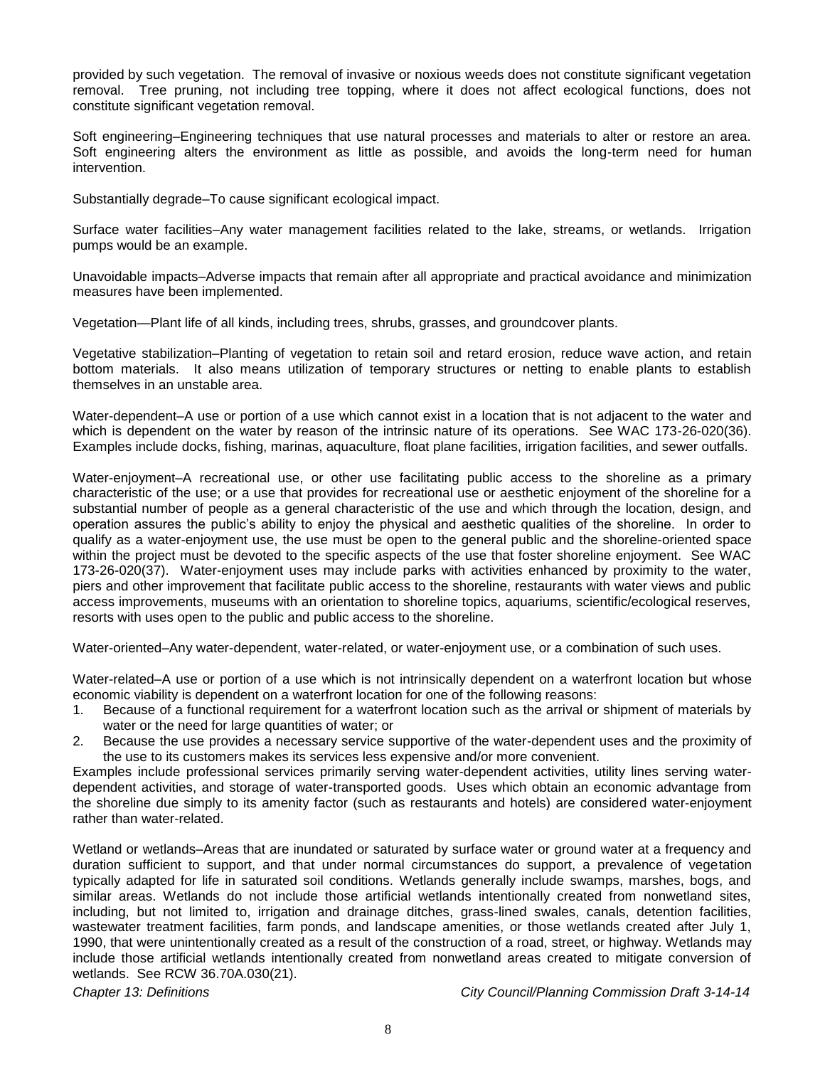provided by such vegetation. The removal of invasive or noxious weeds does not constitute significant vegetation removal. Tree pruning, not including tree topping, where it does not affect ecological functions, does not constitute significant vegetation removal.

Soft engineering–Engineering techniques that use natural processes and materials to alter or restore an area. Soft engineering alters the environment as little as possible, and avoids the long-term need for human intervention.

Substantially degrade–To cause significant ecological impact.

Surface water facilities–Any water management facilities related to the lake, streams, or wetlands. Irrigation pumps would be an example.

Unavoidable impacts–Adverse impacts that remain after all appropriate and practical avoidance and minimization measures have been implemented.

Vegetation—Plant life of all kinds, including trees, shrubs, grasses, and groundcover plants.

Vegetative stabilization–Planting of vegetation to retain soil and retard erosion, reduce wave action, and retain bottom materials. It also means utilization of temporary structures or netting to enable plants to establish themselves in an unstable area.

Water-dependent–A use or portion of a use which cannot exist in a location that is not adjacent to the water and which is dependent on the water by reason of the intrinsic nature of its operations. See WAC 173-26-020(36). Examples include docks, fishing, marinas, aquaculture, float plane facilities, irrigation facilities, and sewer outfalls.

Water-enjoyment–A recreational use, or other use facilitating public access to the shoreline as a primary characteristic of the use; or a use that provides for recreational use or aesthetic enjoyment of the shoreline for a substantial number of people as a general characteristic of the use and which through the location, design, and operation assures the public's ability to enjoy the physical and aesthetic qualities of the shoreline. In order to qualify as a water-enjoyment use, the use must be open to the general public and the shoreline-oriented space within the project must be devoted to the specific aspects of the use that foster shoreline enjoyment. See WAC 173-26-020(37). Water-enjoyment uses may include parks with activities enhanced by proximity to the water, piers and other improvement that facilitate public access to the shoreline, restaurants with water views and public access improvements, museums with an orientation to shoreline topics, aquariums, scientific/ecological reserves, resorts with uses open to the public and public access to the shoreline.

Water-oriented–Any water-dependent, water-related, or water-enjoyment use, or a combination of such uses.

Water-related–A use or portion of a use which is not intrinsically dependent on a waterfront location but whose economic viability is dependent on a waterfront location for one of the following reasons:

1. Because of a functional requirement for a waterfront location such as the arrival or shipment of materials by water or the need for large quantities of water; or
2. Because the use provides a necessary service supportive of the water-dependent uses and the proximity of the use to its customers makes its services less expensive and/or more convenient.

Examples include professional services primarily serving water-dependent activities, utility lines serving water-dependent activities, and storage of water-transported goods. Uses which obtain an economic advantage from the shoreline due simply to its amenity factor (such as restaurants and hotels) are considered water-enjoyment rather than water-related.

Wetland or wetlands–Areas that are inundated or saturated by surface water or ground water at a frequency and duration sufficient to support, and that under normal circumstances do support, a prevalence of vegetation typically adapted for life in saturated soil conditions. Wetlands generally include swamps, marshes, bogs, and similar areas. Wetlands do not include those artificial wetlands intentionally created from nonwetland sites, including, but not limited to, irrigation and drainage ditches, grass-lined swales, canals, detention facilities, wastewater treatment facilities, farm ponds, and landscape amenities, or those wetlands created after July 1, 1990, that were unintentionally created as a result of the construction of a road, street, or highway. Wetlands may include those artificial wetlands intentionally created from nonwetland areas created to mitigate conversion of wetlands. See RCW 36.70A.030(21).